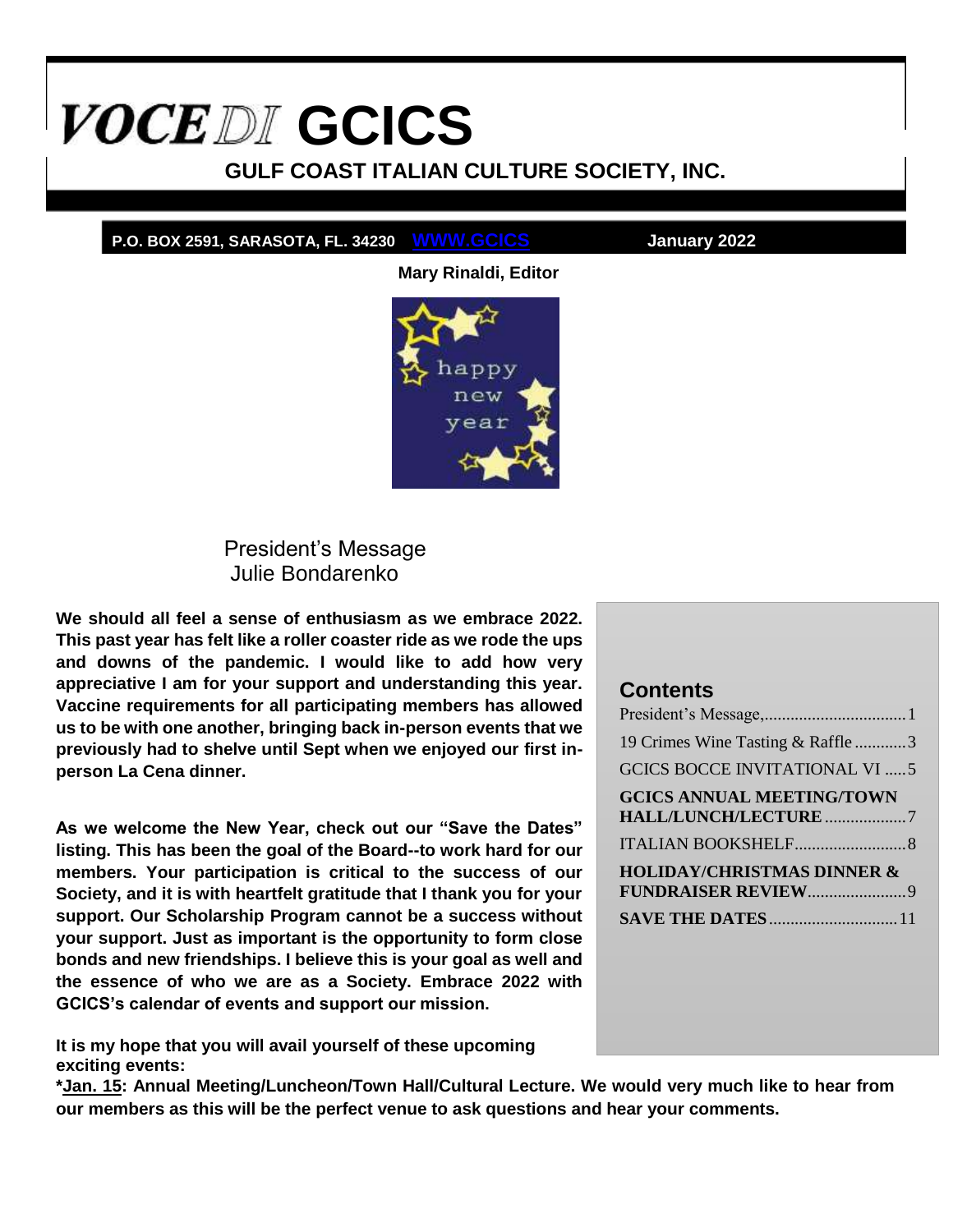# VOCE DI GCICS

## GULF COAST ITALIAN CULTURE SOCIETY, INC.

**P.O. BOX 2591, SARASOTA, FL. 34230** WWW.GCICS **January 2022**

**Mary Rinaldi, Editor**

## President's Message
Julie Bondarenko

**We should all feel a sense of enthusiasm as we embrace 2022. This past year has felt like a roller coaster ride as we rode the ups and downs of the pandemic. I would like to add how very appreciative I am for your support and understanding this year. Vaccine requirements for all participating members has allowed us to be with one another, bringing back in-person events that we previously had to shelve until Sept when we enjoyed our first in-person La Cena dinner.**

**As we welcome the New Year, check out our "Save the Dates" listing. This has been the goal of the Board--to work hard for our members. Your participation is critical to the success of our Society, and it is with heartfelt gratitude that I thank you for your support. Our Scholarship Program cannot be a success without your support. Just as important is the opportunity to form close bonds and new friendships. I believe this is your goal as well and the essence of who we are as a Society. Embrace 2022 with GCICS's calendar of events and support our mission.**

**It is my hope that you will avail yourself of these upcoming exciting events:**

**\*Jan. 15: Annual Meeting/Luncheon/Town Hall/Cultural Lecture. We would very much like to hear from our members as this will be the perfect venue to ask questions and hear your comments.**

### Contents

- President's Message, ........ 1
- 19 Crimes Wine Tasting & Raffle ........ 3
- GCICS BOCCE INVITATIONAL VI ........ 5
- **GCICS ANNUAL MEETING/TOWN HALL/LUNCH/LECTURE** ........ 7
- ITALIAN BOOKSHELF ........ 8
- **HOLIDAY/CHRISTMAS DINNER & FUNDRAISER REVIEW** ........ 9
- **SAVE THE DATES** ........ 11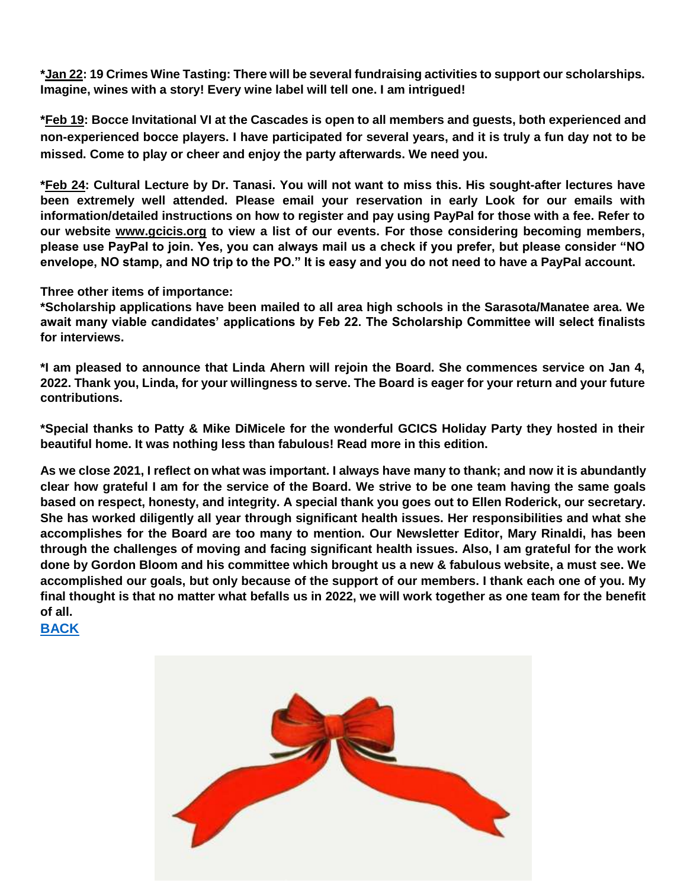**\*Jan 22: 19 Crimes Wine Tasting: There will be several fundraising activities to support our scholarships. Imagine, wines with a story! Every wine label will tell one. I am intrigued!**

**\*Feb 19: Bocce Invitational VI at the Cascades is open to all members and guests, both experienced and non-experienced bocce players. I have participated for several years, and it is truly a fun day not to be missed. Come to play or cheer and enjoy the party afterwards. We need you.**

**\*Feb 24: Cultural Lecture by Dr. Tanasi. You will not want to miss this. His sought-after lectures have been extremely well attended. Please email your reservation in early Look for our emails with information/detailed instructions on how to register and pay using PayPal for those with a fee. Refer to our website www.gcicis.org to view a list of our events. For those considering becoming members, please use PayPal to join. Yes, you can always mail us a check if you prefer, but please consider "NO envelope, NO stamp, and NO trip to the PO." It is easy and you do not need to have a PayPal account.**

**Three other items of importance:**

**\*Scholarship applications have been mailed to all area high schools in the Sarasota/Manatee area. We await many viable candidates' applications by Feb 22. The Scholarship Committee will select finalists for interviews.**

**\*I am pleased to announce that Linda Ahern will rejoin the Board. She commences service on Jan 4, 2022. Thank you, Linda, for your willingness to serve. The Board is eager for your return and your future contributions.**

**\*Special thanks to Patty & Mike DiMicele for the wonderful GCICS Holiday Party they hosted in their beautiful home. It was nothing less than fabulous! Read more in this edition.**

**As we close 2021, I reflect on what was important. I always have many to thank; and now it is abundantly clear how grateful I am for the service of the Board. We strive to be one team having the same goals based on respect, honesty, and integrity. A special thank you goes out to Ellen Roderick, our secretary. She has worked diligently all year through significant health issues. Her responsibilities and what she accomplishes for the Board are too many to mention. Our Newsletter Editor, Mary Rinaldi, has been through the challenges of moving and facing significant health issues. Also, I am grateful for the work done by Gordon Bloom and his committee which brought us a new & fabulous website, a must see. We accomplished our goals, but only because of the support of our members. I thank each one of you. My final thought is that no matter what befalls us in 2022, we will work together as one team for the benefit of all.**

**BACK**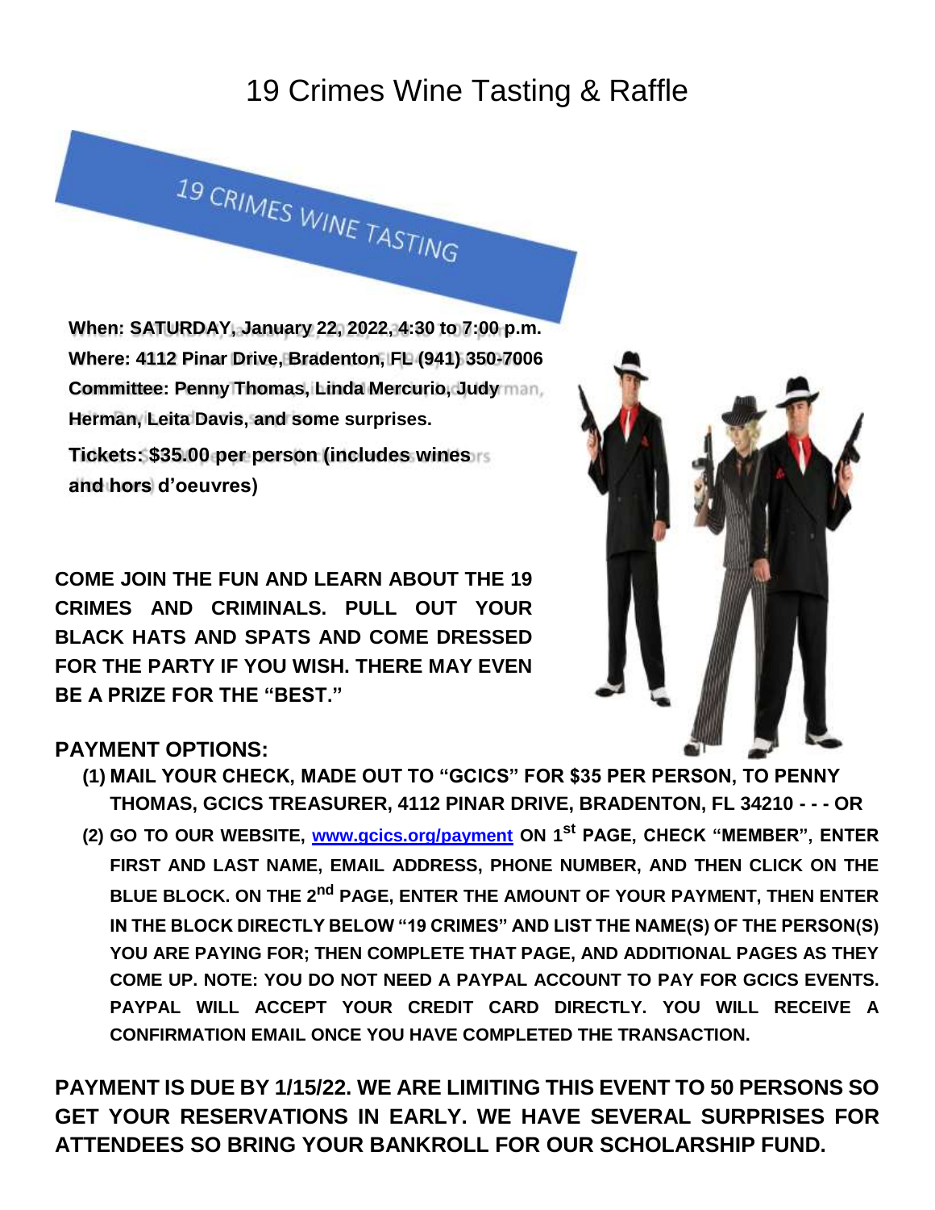# 19 Crimes Wine Tasting & Raffle

19 CRIMES WINE TASTING

**When: SATURDAY, January 22, 2022, 4:30 to 7:00 p.m.**
**Where: 4112 Pinar Drive, Bradenton, FL (941) 350-7006**
**Committee: Penny Thomas, Linda Mercurio, Judy Herman, Leita Davis, and some surprises.**

**Tickets: $35.00 per person (includes wines and hors d'oeuvres)**

**COME JOIN THE FUN AND LEARN ABOUT THE 19 CRIMES AND CRIMINALS. PULL OUT YOUR BLACK HATS AND SPATS AND COME DRESSED FOR THE PARTY IF YOU WISH. THERE MAY EVEN BE A PRIZE FOR THE "BEST."**

**PAYMENT OPTIONS:**

1. **MAIL YOUR CHECK, MADE OUT TO "GCICS" FOR $35 PER PERSON, TO PENNY THOMAS, GCICS TREASURER, 4112 PINAR DRIVE, BRADENTON, FL 34210 - - - OR**
2. **GO TO OUR WEBSITE, [www.gcics.org/payment](www.gcics.org/payment) ON 1st PAGE, CHECK "MEMBER", ENTER FIRST AND LAST NAME, EMAIL ADDRESS, PHONE NUMBER, AND THEN CLICK ON THE BLUE BLOCK. ON THE 2nd PAGE, ENTER THE AMOUNT OF YOUR PAYMENT, THEN ENTER IN THE BLOCK DIRECTLY BELOW "19 CRIMES" AND LIST THE NAME(S) OF THE PERSON(S) YOU ARE PAYING FOR; THEN COMPLETE THAT PAGE, AND ADDITIONAL PAGES AS THEY COME UP. NOTE: YOU DO NOT NEED A PAYPAL ACCOUNT TO PAY FOR GCICS EVENTS. PAYPAL WILL ACCEPT YOUR CREDIT CARD DIRECTLY. YOU WILL RECEIVE A CONFIRMATION EMAIL ONCE YOU HAVE COMPLETED THE TRANSACTION.**

**PAYMENT IS DUE BY 1/15/22. WE ARE LIMITING THIS EVENT TO 50 PERSONS SO GET YOUR RESERVATIONS IN EARLY. WE HAVE SEVERAL SURPRISES FOR ATTENDEES SO BRING YOUR BANKROLL FOR OUR SCHOLARSHIP FUND.**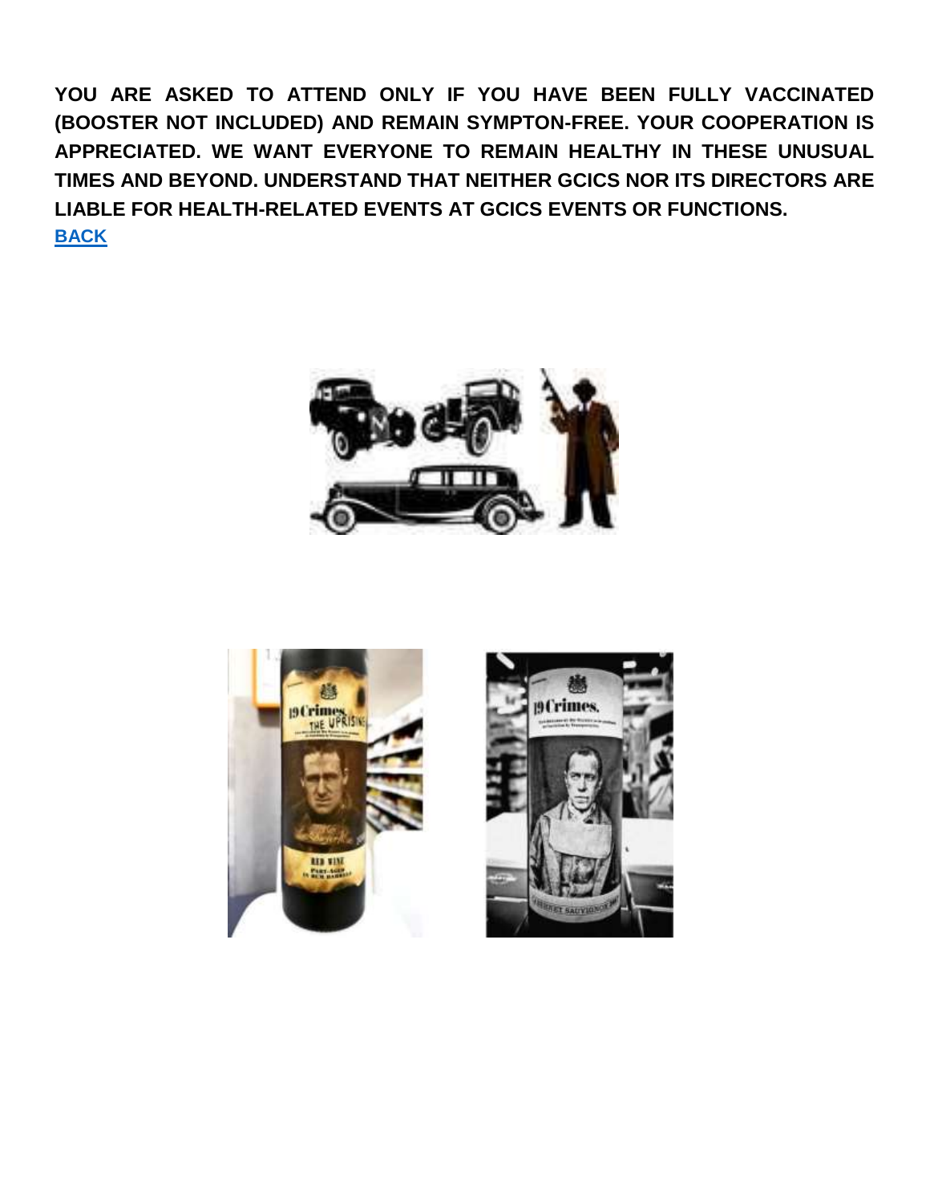**YOU ARE ASKED TO ATTEND ONLY IF YOU HAVE BEEN FULLY VACCINATED (BOOSTER NOT INCLUDED) AND REMAIN SYMPTON-FREE. YOUR COOPERATION IS APPRECIATED. WE WANT EVERYONE TO REMAIN HEALTHY IN THESE UNUSUAL TIMES AND BEYOND. UNDERSTAND THAT NEITHER GCICS NOR ITS DIRECTORS ARE LIABLE FOR HEALTH-RELATED EVENTS AT GCICS EVENTS OR FUNCTIONS.**

**BACK**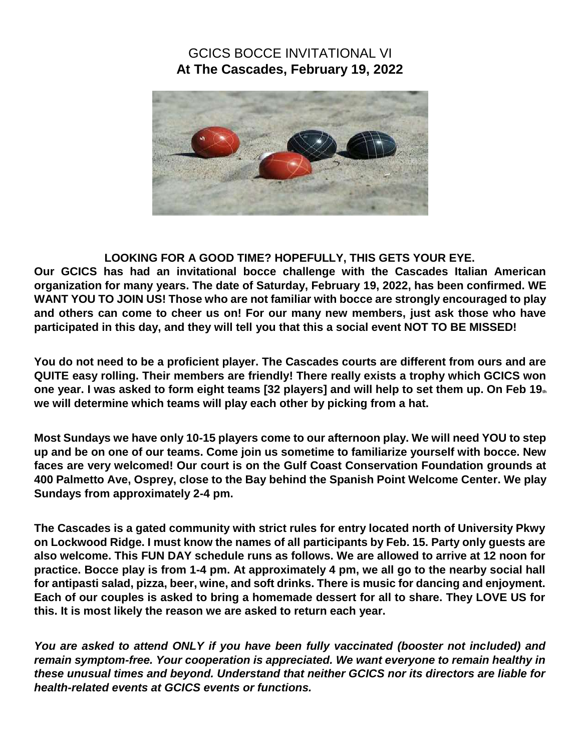# GCICS BOCCE INVITATIONAL VI

## At The Cascades, February 19, 2022

**LOOKING FOR A GOOD TIME? HOPEFULLY, THIS GETS YOUR EYE.**

**Our GCICS has had an invitational bocce challenge with the Cascades Italian American organization for many years. The date of Saturday, February 19, 2022, has been confirmed. WE WANT YOU TO JOIN US! Those who are not familiar with bocce are strongly encouraged to play and others can come to cheer us on! For our many new members, just ask those who have participated in this day, and they will tell you that this a social event NOT TO BE MISSED!**

**You do not need to be a proficient player. The Cascades courts are different from ours and are QUITE easy rolling. Their members are friendly! There really exists a trophy which GCICS won one year. I was asked to form eight teams [32 players] and will help to set them up. On Feb 19th we will determine which teams will play each other by picking from a hat.**

**Most Sundays we have only 10-15 players come to our afternoon play. We will need YOU to step up and be on one of our teams. Come join us sometime to familiarize yourself with bocce. New faces are very welcomed! Our court is on the Gulf Coast Conservation Foundation grounds at 400 Palmetto Ave, Osprey, close to the Bay behind the Spanish Point Welcome Center. We play Sundays from approximately 2-4 pm.**

**The Cascades is a gated community with strict rules for entry located north of University Pkwy on Lockwood Ridge. I must know the names of all participants by Feb. 15. Party only guests are also welcome. This FUN DAY schedule runs as follows. We are allowed to arrive at 12 noon for practice. Bocce play is from 1-4 pm. At approximately 4 pm, we all go to the nearby social hall for antipasti salad, pizza, beer, wine, and soft drinks. There is music for dancing and enjoyment. Each of our couples is asked to bring a homemade dessert for all to share. They LOVE US for this. It is most likely the reason we are asked to return each year.**

***You are asked to attend ONLY if you have been fully vaccinated (booster not included) and remain symptom-free. Your cooperation is appreciated. We want everyone to remain healthy in these unusual times and beyond. Understand that neither GCICS nor its directors are liable for health-related events at GCICS events or functions.***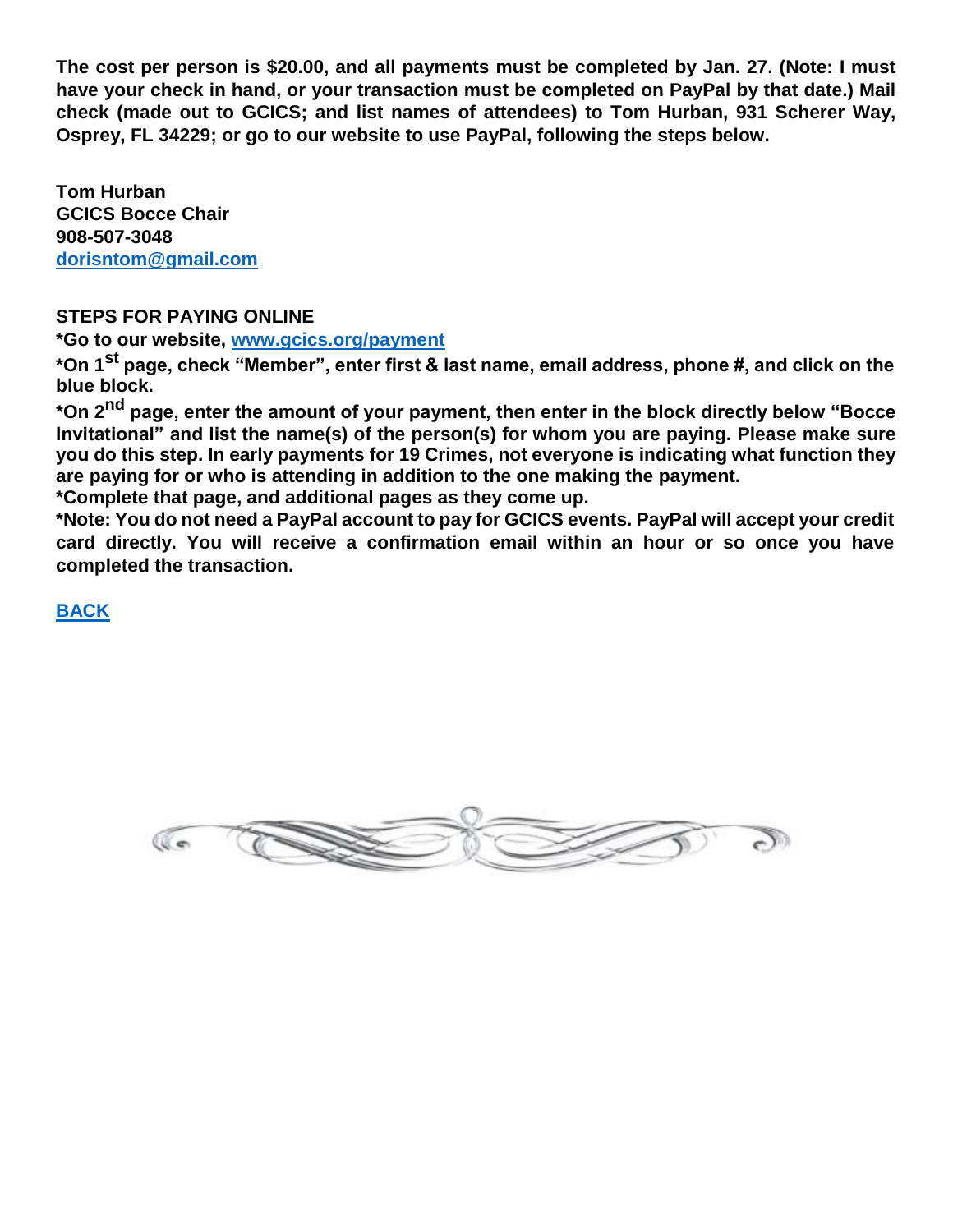**The cost per person is $20.00, and all payments must be completed by Jan. 27. (Note: I must have your check in hand, or your transaction must be completed on PayPal by that date.) Mail check (made out to GCICS; and list names of attendees) to Tom Hurban, 931 Scherer Way, Osprey, FL 34229; or go to our website to use PayPal, following the steps below.**

**Tom Hurban**
**GCICS Bocce Chair**
**908-507-3048**
**[dorisntom@gmail.com](mailto:dorisntom@gmail.com)**

**STEPS FOR PAYING ONLINE**

**\*Go to our website, [www.gcics.org/payment](http://www.gcics.org/payment)**

**\*On 1st page, check "Member", enter first & last name, email address, phone #, and click on the blue block.**

**\*On 2nd page, enter the amount of your payment, then enter in the block directly below "Bocce Invitational" and list the name(s) of the person(s) for whom you are paying. Please make sure you do this step. In early payments for 19 Crimes, not everyone is indicating what function they are paying for or who is attending in addition to the one making the payment.**

**\*Complete that page, and additional pages as they come up.**

**\*Note: You do not need a PayPal account to pay for GCICS events. PayPal will accept your credit card directly. You will receive a confirmation email within an hour or so once you have completed the transaction.**

**BACK**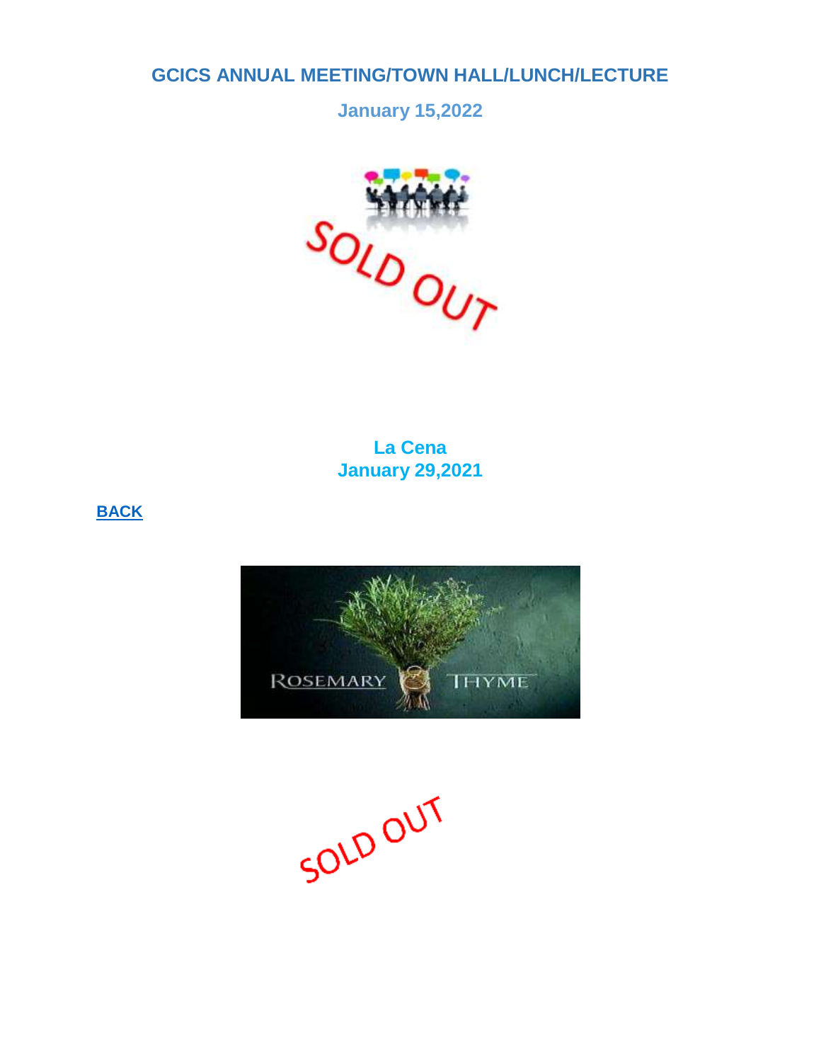## GCICS ANNUAL MEETING/TOWN HALL/LUNCH/LECTURE

**January 15,2022**

SOLD OUT

**La Cena**
**January 29,2021**

**BACK**

ROSEMARY THYME

SOLD OUT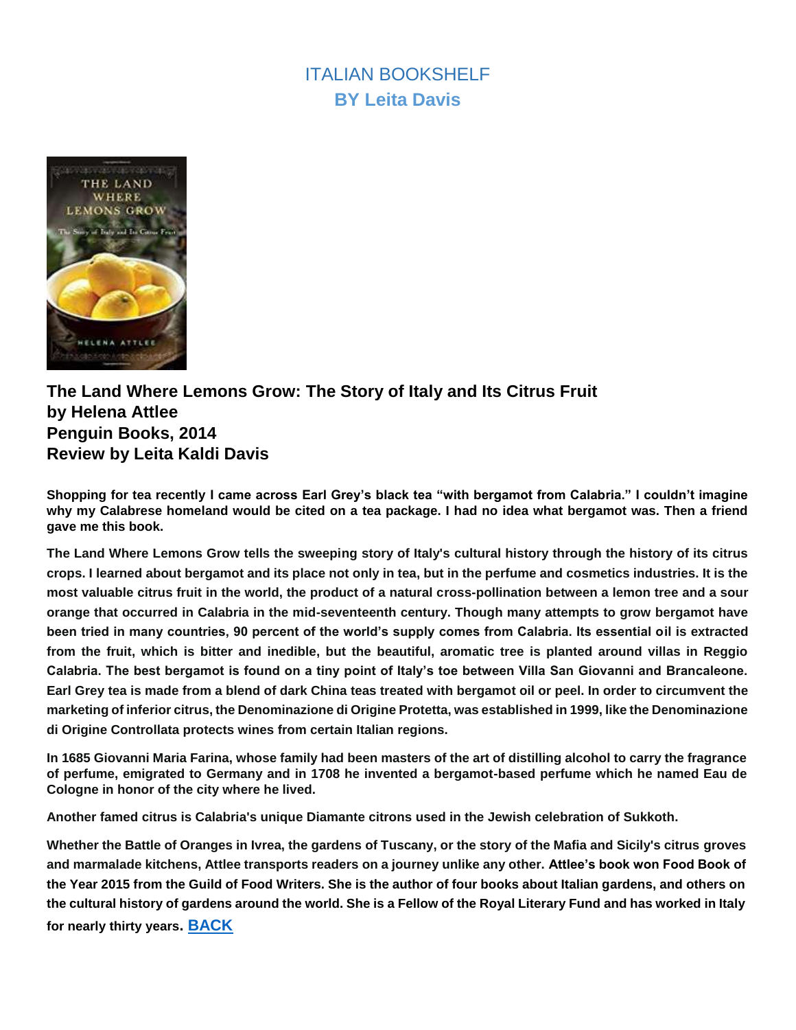# ITALIAN BOOKSHELF
## BY Leita Davis

**The Land Where Lemons Grow: The Story of Italy and Its Citrus Fruit**
**by Helena Attlee**
**Penguin Books, 2014**
**Review by Leita Kaldi Davis**

**Shopping for tea recently I came across Earl Grey's black tea "with bergamot from Calabria." I couldn't imagine why my Calabrese homeland would be cited on a tea package. I had no idea what bergamot was. Then a friend gave me this book.**

**The Land Where Lemons Grow tells the sweeping story of Italy's cultural history through the history of its citrus crops. I learned about bergamot and its place not only in tea, but in the perfume and cosmetics industries. It is the most valuable citrus fruit in the world, the product of a natural cross-pollination between a lemon tree and a sour orange that occurred in Calabria in the mid-seventeenth century. Though many attempts to grow bergamot have been tried in many countries, 90 percent of the world's supply comes from Calabria. Its essential oil is extracted from the fruit, which is bitter and inedible, but the beautiful, aromatic tree is planted around villas in Reggio Calabria. The best bergamot is found on a tiny point of Italy's toe between Villa San Giovanni and Brancaleone. Earl Grey tea is made from a blend of dark China teas treated with bergamot oil or peel. In order to circumvent the marketing of inferior citrus, the Denominazione di Origine Protetta, was established in 1999, like the Denominazione di Origine Controllata protects wines from certain Italian regions.**

**In 1685 Giovanni Maria Farina, whose family had been masters of the art of distilling alcohol to carry the fragrance of perfume, emigrated to Germany and in 1708 he invented a bergamot-based perfume which he named Eau de Cologne in honor of the city where he lived.**

**Another famed citrus is Calabria's unique Diamante citrons used in the Jewish celebration of Sukkoth.**

**Whether the Battle of Oranges in Ivrea, the gardens of Tuscany, or the story of the Mafia and Sicily's citrus groves and marmalade kitchens, Attlee transports readers on a journey unlike any other. Attlee's book won Food Book of the Year 2015 from the Guild of Food Writers. She is the author of four books about Italian gardens, and others on the cultural history of gardens around the world. She is a Fellow of the Royal Literary Fund and has worked in Italy for nearly thirty years.** BACK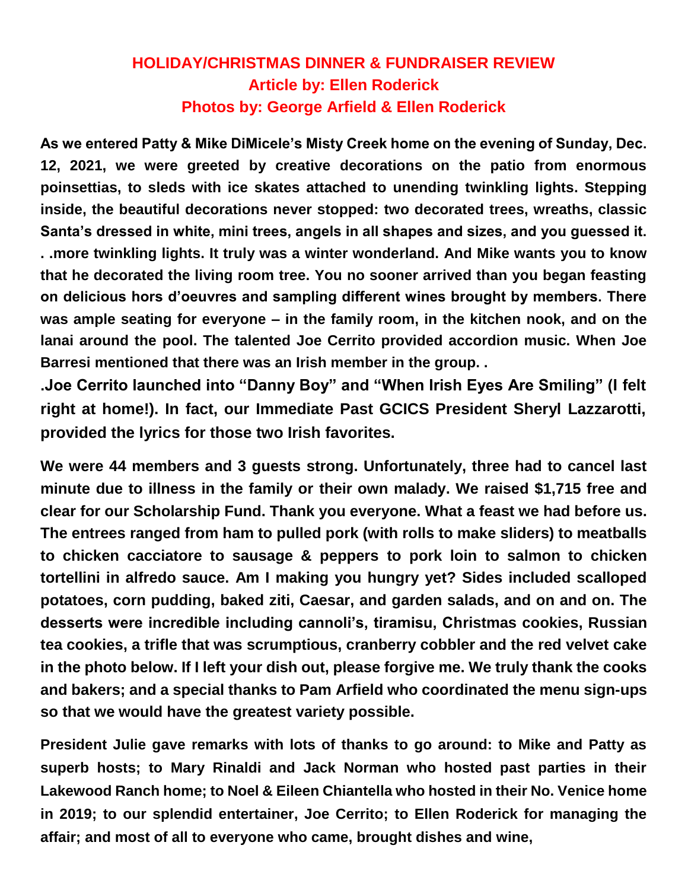## HOLIDAY/CHRISTMAS DINNER & FUNDRAISER REVIEW

### Article by: Ellen Roderick

### Photos by: George Arfield & Ellen Roderick

**As we entered Patty & Mike DiMicele's Misty Creek home on the evening of Sunday, Dec. 12, 2021, we were greeted by creative decorations on the patio from enormous poinsettias, to sleds with ice skates attached to unending twinkling lights. Stepping inside, the beautiful decorations never stopped: two decorated trees, wreaths, classic Santa's dressed in white, mini trees, angels in all shapes and sizes, and you guessed it. . .more twinkling lights. It truly was a winter wonderland. And Mike wants you to know that he decorated the living room tree. You no sooner arrived than you began feasting on delicious hors d'oeuvres and sampling different wines brought by members. There was ample seating for everyone – in the family room, in the kitchen nook, and on the lanai around the pool. The talented Joe Cerrito provided accordion music. When Joe Barresi mentioned that there was an Irish member in the group. . .Joe Cerrito launched into "Danny Boy" and "When Irish Eyes Are Smiling" (I felt right at home!). In fact, our Immediate Past GCICS President Sheryl Lazzarotti, provided the lyrics for those two Irish favorites.**

**We were 44 members and 3 guests strong. Unfortunately, three had to cancel last minute due to illness in the family or their own malady. We raised $1,715 free and clear for our Scholarship Fund. Thank you everyone. What a feast we had before us. The entrees ranged from ham to pulled pork (with rolls to make sliders) to meatballs to chicken cacciatore to sausage & peppers to pork loin to salmon to chicken tortellini in alfredo sauce. Am I making you hungry yet? Sides included scalloped potatoes, corn pudding, baked ziti, Caesar, and garden salads, and on and on. The desserts were incredible including cannoli's, tiramisu, Christmas cookies, Russian tea cookies, a trifle that was scrumptious, cranberry cobbler and the red velvet cake in the photo below. If I left your dish out, please forgive me. We truly thank the cooks and bakers; and a special thanks to Pam Arfield who coordinated the menu sign-ups so that we would have the greatest variety possible.**

**President Julie gave remarks with lots of thanks to go around: to Mike and Patty as superb hosts; to Mary Rinaldi and Jack Norman who hosted past parties in their Lakewood Ranch home; to Noel & Eileen Chiantella who hosted in their No. Venice home in 2019; to our splendid entertainer, Joe Cerrito; to Ellen Roderick for managing the affair; and most of all to everyone who came, brought dishes and wine,**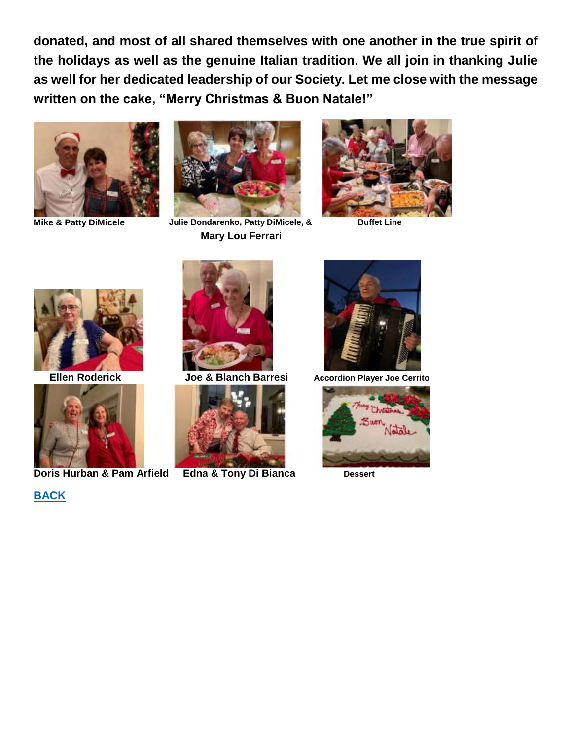**donated, and most of all shared themselves with one another in the true spirit of the holidays as well as the genuine Italian tradition. We all join in thanking Julie as well for her dedicated leadership of our Society. Let me close with the message written on the cake, "Merry Christmas & Buon Natale!"**

**Mike & Patty DiMicele**

**Julie Bondarenko, Patty DiMicele, & Mary Lou Ferrari**

**Buffet Line**

**Ellen Roderick**

**Joe & Blanch Barresi**

**Accordion Player Joe Cerrito**

**Doris Hurban & Pam Arfield**

**Edna & Tony Di Bianca**

**Dessert**

**BACK**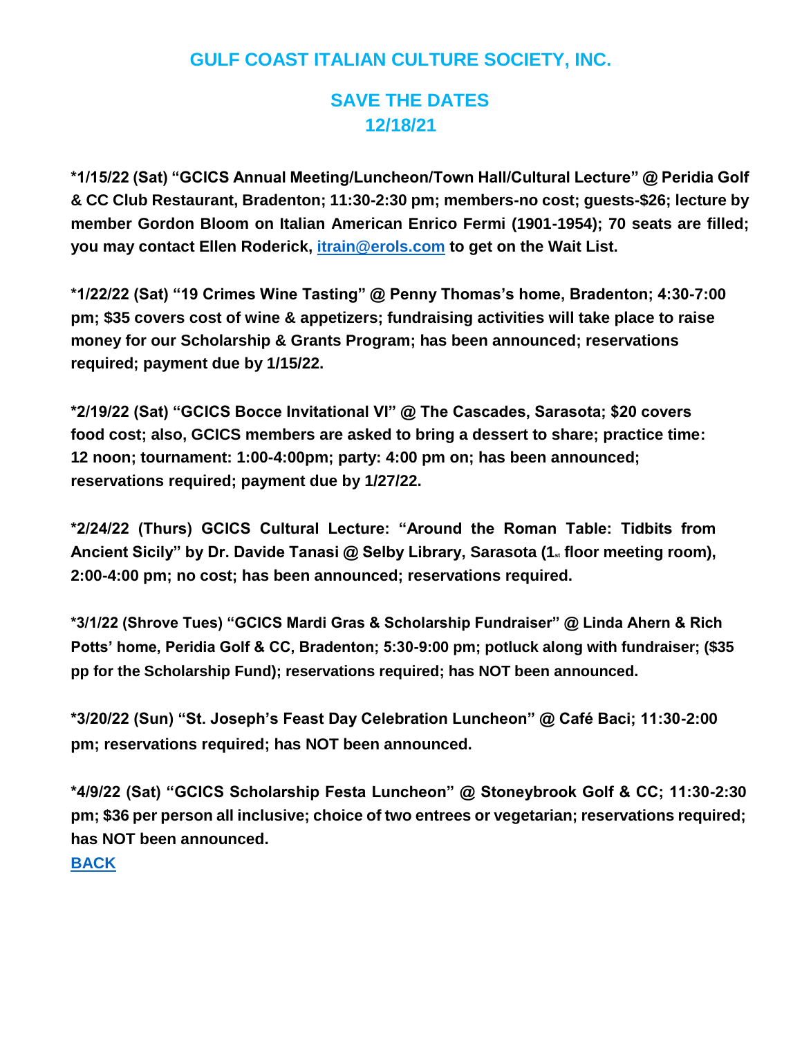## GULF COAST ITALIAN CULTURE SOCIETY, INC.

## SAVE THE DATES
## 12/18/21

**\*1/15/22 (Sat) "GCICS Annual Meeting/Luncheon/Town Hall/Cultural Lecture" @ Peridia Golf & CC Club Restaurant, Bradenton; 11:30-2:30 pm; members-no cost; guests-$26; lecture by member Gordon Bloom on Italian American Enrico Fermi (1901-1954); 70 seats are filled; you may contact Ellen Roderick, [itrain@erols.com](mailto:itrain@erols.com) to get on the Wait List.**

**\*1/22/22 (Sat) "19 Crimes Wine Tasting" @ Penny Thomas's home, Bradenton; 4:30-7:00 pm; $35 covers cost of wine & appetizers; fundraising activities will take place to raise money for our Scholarship & Grants Program; has been announced; reservations required; payment due by 1/15/22.**

**\*2/19/22 (Sat) "GCICS Bocce Invitational VI" @ The Cascades, Sarasota; $20 covers food cost; also, GCICS members are asked to bring a dessert to share; practice time: 12 noon; tournament: 1:00-4:00pm; party: 4:00 pm on; has been announced; reservations required; payment due by 1/27/22.**

**\*2/24/22 (Thurs) GCICS Cultural Lecture: "Around the Roman Table: Tidbits from Ancient Sicily" by Dr. Davide Tanasi @ Selby Library, Sarasota (1st floor meeting room), 2:00-4:00 pm; no cost; has been announced; reservations required.**

**\*3/1/22 (Shrove Tues) "GCICS Mardi Gras & Scholarship Fundraiser" @ Linda Ahern & Rich Potts' home, Peridia Golf & CC, Bradenton; 5:30-9:00 pm; potluck along with fundraiser; ($35 pp for the Scholarship Fund); reservations required; has NOT been announced.**

**\*3/20/22 (Sun) "St. Joseph's Feast Day Celebration Luncheon" @ Café Baci; 11:30-2:00 pm; reservations required; has NOT been announced.**

**\*4/9/22 (Sat) "GCICS Scholarship Festa Luncheon" @ Stoneybrook Golf & CC; 11:30-2:30 pm; $36 per person all inclusive; choice of two entrees or vegetarian; reservations required; has NOT been announced.**

**BACK**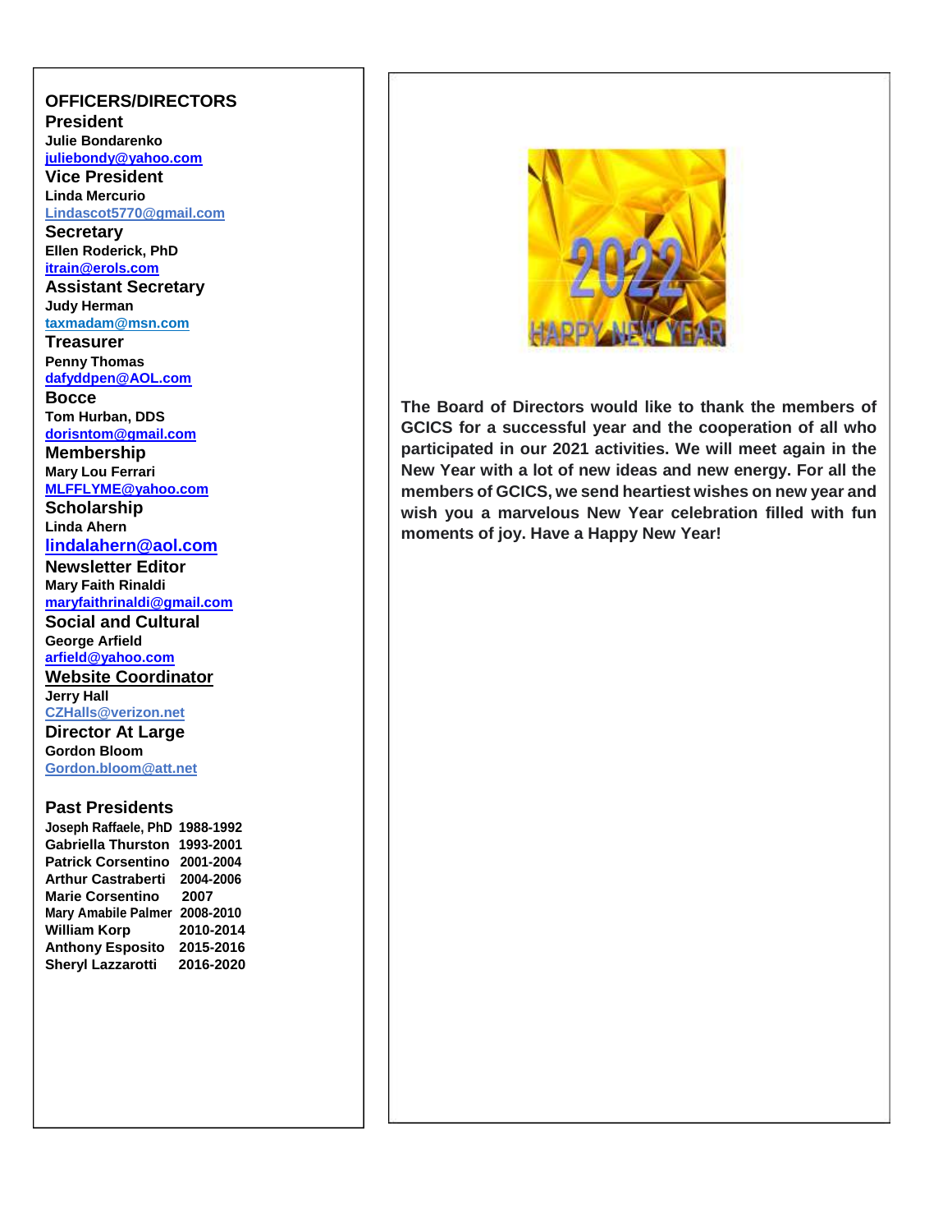## OFFICERS/DIRECTORS

**President**
**Julie Bondarenko**
juliebondy@yahoo.com

**Vice President**
**Linda Mercurio**
Lindascot5770@gmail.com

**Secretary**
**Ellen Roderick, PhD**
itrain@erols.com

**Assistant Secretary**
**Judy Herman**
taxmadam@msn.com

**Treasurer**
**Penny Thomas**
dafyddpen@AOL.com

**Bocce**
**Tom Hurban, DDS**
dorisntom@gmail.com

**Membership**
**Mary Lou Ferrari**
MLFFLYME@yahoo.com

**Scholarship**
**Linda Ahern**
lindalahern@aol.com

**Newsletter Editor**
**Mary Faith Rinaldi**
maryfaithrinaldi@gmail.com

**Social and Cultural**
**George Arfield**
arfield@yahoo.com

**Website Coordinator**
**Jerry Hall**
CZHalls@verizon.net

**Director At Large**
**Gordon Bloom**
Gordon.bloom@att.net

### Past Presidents

| | |
|---|---|
| Joseph Raffaele, PhD | 1988-1992 |
| Gabriella Thurston | 1993-2001 |
| Patrick Corsentino | 2001-2004 |
| Arthur Castraberti | 2004-2006 |
| Marie Corsentino | 2007 |
| Mary Amabile Palmer | 2008-2010 |
| William Korp | 2010-2014 |
| Anthony Esposito | 2015-2016 |
| Sheryl Lazzarotti | 2016-2020 |

2022
HAPPY NEW YEAR

**The Board of Directors would like to thank the members of GCICS for a successful year and the cooperation of all who participated in our 2021 activities. We will meet again in the New Year with a lot of new ideas and new energy. For all the members of GCICS, we send heartiest wishes on new year and wish you a marvelous New Year celebration filled with fun moments of joy. Have a Happy New Year!**